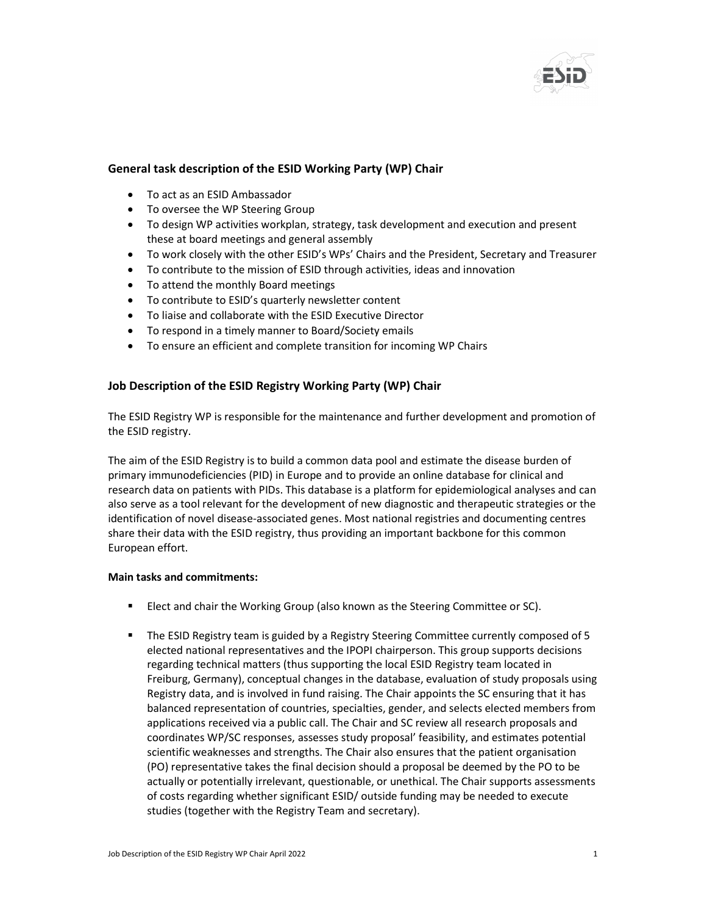### General task description of the ESID Working Party (WP) Chair

- To act as an ESID Ambassador
- To oversee the WP Steering Group
- To design WP activities workplan, strategy, task development and execution and present these at board meetings and general assembly
- To work closely with the other ESID's WPs' Chairs and the President, Secretary and Treasurer
- To contribute to the mission of ESID through activities, ideas and innovation
- To attend the monthly Board meetings
- To contribute to ESID's quarterly newsletter content
- To liaise and collaborate with the ESID Executive Director
- To respond in a timely manner to Board/Society emails
- To ensure an efficient and complete transition for incoming WP Chairs

## Job Description of the ESID Registry Working Party (WP) Chair

The ESID Registry WP is responsible for the maintenance and further development and promotion of the ESID registry.

The aim of the ESID Registry is to build a common data pool and estimate the disease burden of primary immunodeficiencies (PID) in Europe and to provide an online database for clinical and research data on patients with PIDs. This database is a platform for epidemiological analyses and can also serve as a tool relevant for the development of new diagnostic and therapeutic strategies or the identification of novel disease-associated genes. Most national registries and documenting centres share their data with the ESID registry, thus providing an important backbone for this common European effort.

**Main tasks and commitments:**

- Elect and chair the Working Group (also known as the Steering Committee or SC).
- The ESID Registry team is guided by a Registry Steering Committee currently composed of 5 elected national representatives and the IPOPI chairperson. This group supports decisions regarding technical matters (thus supporting the local ESID Registry team located in Freiburg, Germany), conceptual changes in the database, evaluation of study proposals using Registry data, and is involved in fund raising. The Chair appoints the SC ensuring that it has balanced representation of countries, specialties, gender, and selects elected members from applications received via a public call. The Chair and SC review all research proposals and coordinates WP/SC responses, assesses study proposal' feasibility, and estimates potential scientific weaknesses and strengths. The Chair also ensures that the patient organisation (PO) representative takes the final decision should a proposal be deemed by the PO to be actually or potentially irrelevant, questionable, or unethical. The Chair supports assessments of costs regarding whether significant ESID/ outside funding may be needed to execute studies (together with the Registry Team and secretary).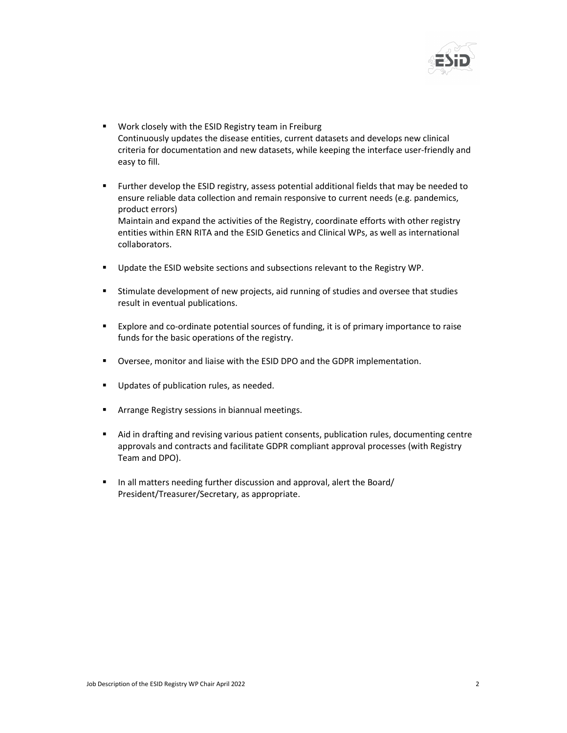- Work closely with the ESID Registry team in Freiburg
  Continuously updates the disease entities, current datasets and develops new clinical criteria for documentation and new datasets, while keeping the interface user-friendly and easy to fill.

- Further develop the ESID registry, assess potential additional fields that may be needed to ensure reliable data collection and remain responsive to current needs (e.g. pandemics, product errors)
  Maintain and expand the activities of the Registry, coordinate efforts with other registry entities within ERN RITA and the ESID Genetics and Clinical WPs, as well as international collaborators.

- Update the ESID website sections and subsections relevant to the Registry WP.

- Stimulate development of new projects, aid running of studies and oversee that studies result in eventual publications.

- Explore and co-ordinate potential sources of funding, it is of primary importance to raise funds for the basic operations of the registry.

- Oversee, monitor and liaise with the ESID DPO and the GDPR implementation.

- Updates of publication rules, as needed.

- Arrange Registry sessions in biannual meetings.

- Aid in drafting and revising various patient consents, publication rules, documenting centre approvals and contracts and facilitate GDPR compliant approval processes (with Registry Team and DPO).

- In all matters needing further discussion and approval, alert the Board/ President/Treasurer/Secretary, as appropriate.